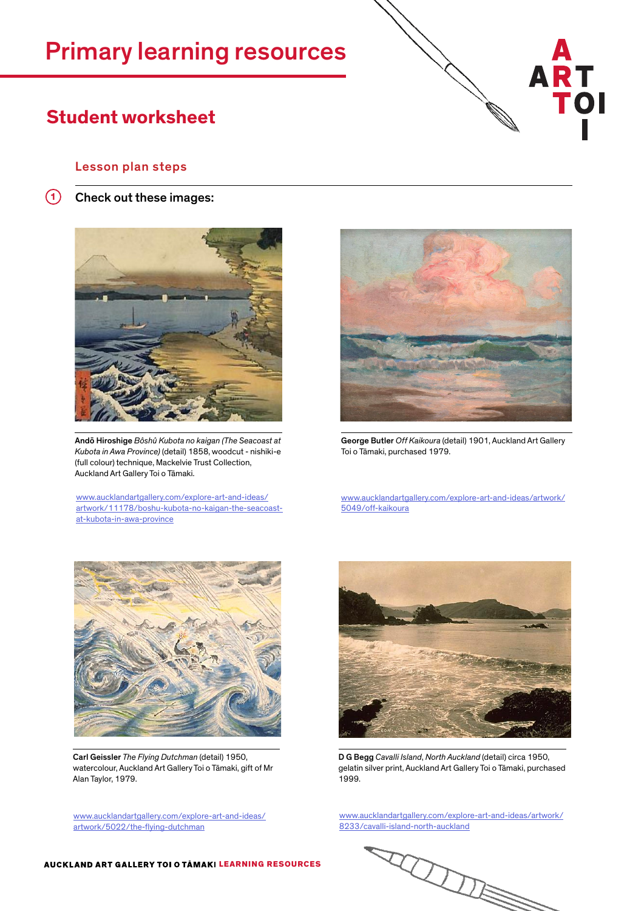# Primary learning resources

## Student worksheet

### Lesson plan steps

1. Check out these images:

**Andō Hiroshige** *Bôshû Kubota no kaigan (The Seacoast at Kubota in Awa Province)* (detail) 1858, woodcut - nishiki-e (full colour) technique, Mackelvie Trust Collection, Auckland Art Gallery Toi o Tāmaki.

www.aucklandartgallery.com/explore-art-and-ideas/artwork/11178/boshu-kubota-no-kaigan-the-seacoast-at-kubota-in-awa-province

**George Butler** *Off Kaikoura* (detail) 1901, Auckland Art Gallery Toi o Tāmaki, purchased 1979.

www.aucklandartgallery.com/explore-art-and-ideas/artwork/5049/off-kaikoura

**Carl Geissler** *The Flying Dutchman* (detail) 1950, watercolour, Auckland Art Gallery Toi o Tāmaki, gift of Mr Alan Taylor, 1979.

www.aucklandartgallery.com/explore-art-and-ideas/artwork/5022/the-flying-dutchman

**D G Begg** *Cavalli Island, North Auckland* (detail) circa 1950, gelatin silver print, Auckland Art Gallery Toi o Tāmaki, purchased 1999.

www.aucklandartgallery.com/explore-art-and-ideas/artwork/8233/cavalli-island-north-auckland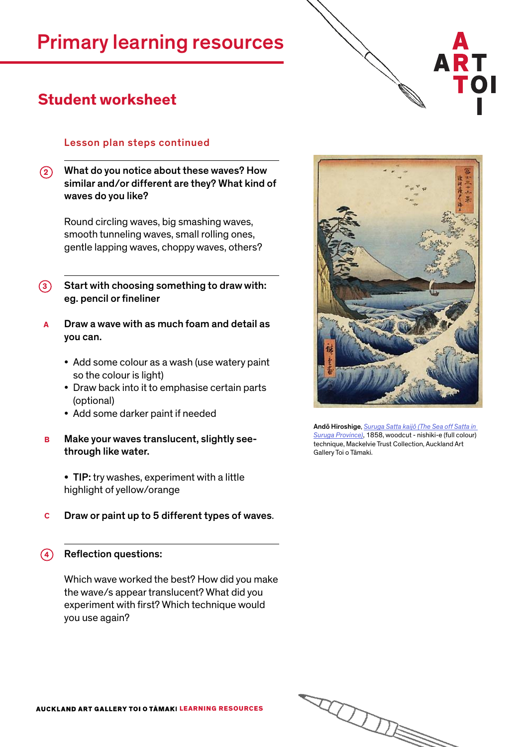# Primary learning resources

## Student worksheet

Lesson plan steps continued

**2** **What do you notice about these waves? How similar and/or different are they? What kind of waves do you like?**

Round circling waves, big smashing waves, smooth tunneling waves, small rolling ones, gentle lapping waves, choppy waves, others?

**3** **Start with choosing something to draw with: eg. pencil or fineliner**

**A** **Draw a wave with as much foam and detail as you can.**

- Add some colour as a wash (use watery paint so the colour is light)
- Draw back into it to emphasise certain parts (optional)
- Add some darker paint if needed

**B** **Make your waves translucent, slightly see-through like water.**

- **TIP:** try washes, experiment with a little highlight of yellow/orange

**C** **Draw or paint up to 5 different types of waves**.

**4** **Reflection questions:**

Which wave worked the best? How did you make the wave/s appear translucent? What did you experiment with first? Which technique would you use again?

**Andō Hiroshige**, *Suruga Satta kaijō (The Sea off Satta in Suruga Province)*, 1858, woodcut - nishiki-e (full colour) technique, Mackelvie Trust Collection, Auckland Art Gallery Toi o Tāmaki.